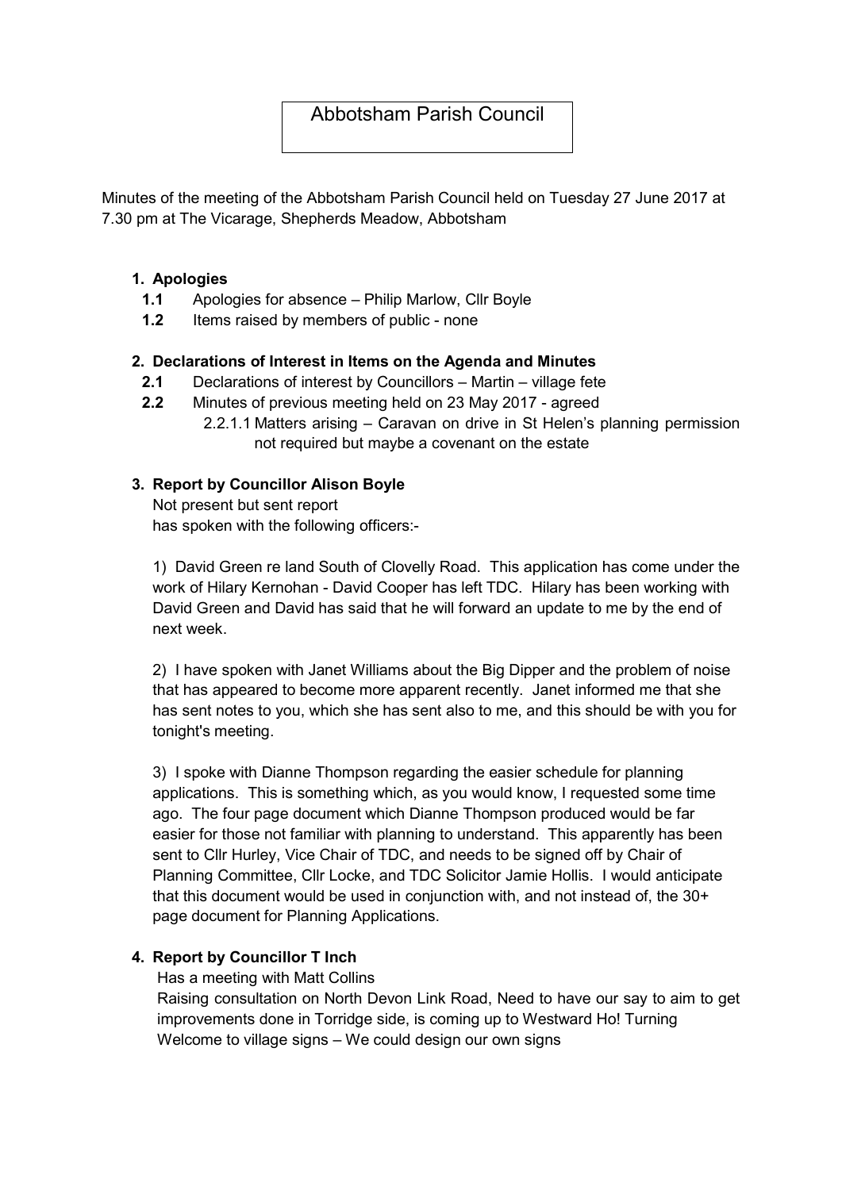# Abbotsham Parish Council

Minutes of the meeting of the Abbotsham Parish Council held on Tuesday 27 June 2017 at 7.30 pm at The Vicarage, Shepherds Meadow, Abbotsham

1. **Apologies**
   - **1.1** Apologies for absence – Philip Marlow, Cllr Boyle
   - **1.2** Items raised by members of public - none

2. **Declarations of Interest in Items on the Agenda and Minutes**
   - **2.1** Declarations of interest by Councillors – Martin – village fete
   - **2.2** Minutes of previous meeting held on 23 May 2017 - agreed
     - 2.2.1.1 Matters arising – Caravan on drive in St Helen's planning permission not required but maybe a covenant on the estate

3. **Report by Councillor Alison Boyle**

   Not present but sent report
   has spoken with the following officers:-

   1) David Green re land South of Clovelly Road. This application has come under the work of Hilary Kernohan - David Cooper has left TDC. Hilary has been working with David Green and David has said that he will forward an update to me by the end of next week.

   2) I have spoken with Janet Williams about the Big Dipper and the problem of noise that has appeared to become more apparent recently. Janet informed me that she has sent notes to you, which she has sent also to me, and this should be with you for tonight's meeting.

   3) I spoke with Dianne Thompson regarding the easier schedule for planning applications. This is something which, as you would know, I requested some time ago. The four page document which Dianne Thompson produced would be far easier for those not familiar with planning to understand. This apparently has been sent to Cllr Hurley, Vice Chair of TDC, and needs to be signed off by Chair of Planning Committee, Cllr Locke, and TDC Solicitor Jamie Hollis. I would anticipate that this document would be used in conjunction with, and not instead of, the 30+ page document for Planning Applications.

4. **Report by Councillor T Inch**

   Has a meeting with Matt Collins
   Raising consultation on North Devon Link Road, Need to have our say to aim to get improvements done in Torridge side, is coming up to Westward Ho! Turning
   Welcome to village signs – We could design our own signs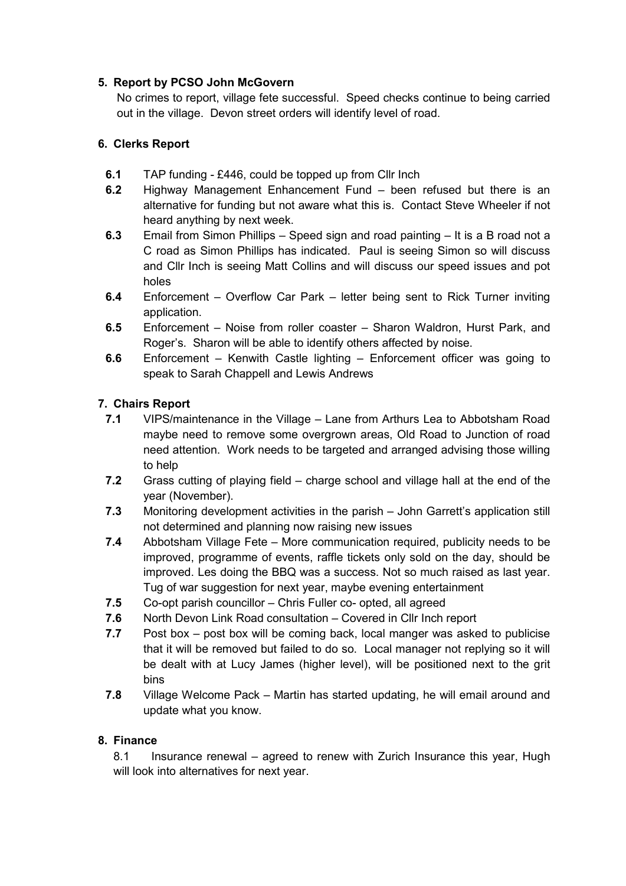## 5. Report by PCSO John McGovern

No crimes to report, village fete successful. Speed checks continue to being carried out in the village. Devon street orders will identify level of road.

## 6. Clerks Report

- **6.1** TAP funding - £446, could be topped up from Cllr Inch
- **6.2** Highway Management Enhancement Fund – been refused but there is an alternative for funding but not aware what this is. Contact Steve Wheeler if not heard anything by next week.
- **6.3** Email from Simon Phillips – Speed sign and road painting – It is a B road not a C road as Simon Phillips has indicated. Paul is seeing Simon so will discuss and Cllr Inch is seeing Matt Collins and will discuss our speed issues and pot holes
- **6.4** Enforcement – Overflow Car Park – letter being sent to Rick Turner inviting application.
- **6.5** Enforcement – Noise from roller coaster – Sharon Waldron, Hurst Park, and Roger's. Sharon will be able to identify others affected by noise.
- **6.6** Enforcement – Kenwith Castle lighting – Enforcement officer was going to speak to Sarah Chappell and Lewis Andrews

## 7. Chairs Report

- **7.1** VIPS/maintenance in the Village – Lane from Arthurs Lea to Abbotsham Road maybe need to remove some overgrown areas, Old Road to Junction of road need attention. Work needs to be targeted and arranged advising those willing to help
- **7.2** Grass cutting of playing field – charge school and village hall at the end of the year (November).
- **7.3** Monitoring development activities in the parish – John Garrett's application still not determined and planning now raising new issues
- **7.4** Abbotsham Village Fete – More communication required, publicity needs to be improved, programme of events, raffle tickets only sold on the day, should be improved. Les doing the BBQ was a success. Not so much raised as last year. Tug of war suggestion for next year, maybe evening entertainment
- **7.5** Co-opt parish councillor – Chris Fuller co- opted, all agreed
- **7.6** North Devon Link Road consultation – Covered in Cllr Inch report
- **7.7** Post box – post box will be coming back, local manger was asked to publicise that it will be removed but failed to do so. Local manager not replying so it will be dealt with at Lucy James (higher level), will be positioned next to the grit bins
- **7.8** Village Welcome Pack – Martin has started updating, he will email around and update what you know.

## 8. Finance

8.1 Insurance renewal – agreed to renew with Zurich Insurance this year, Hugh will look into alternatives for next year.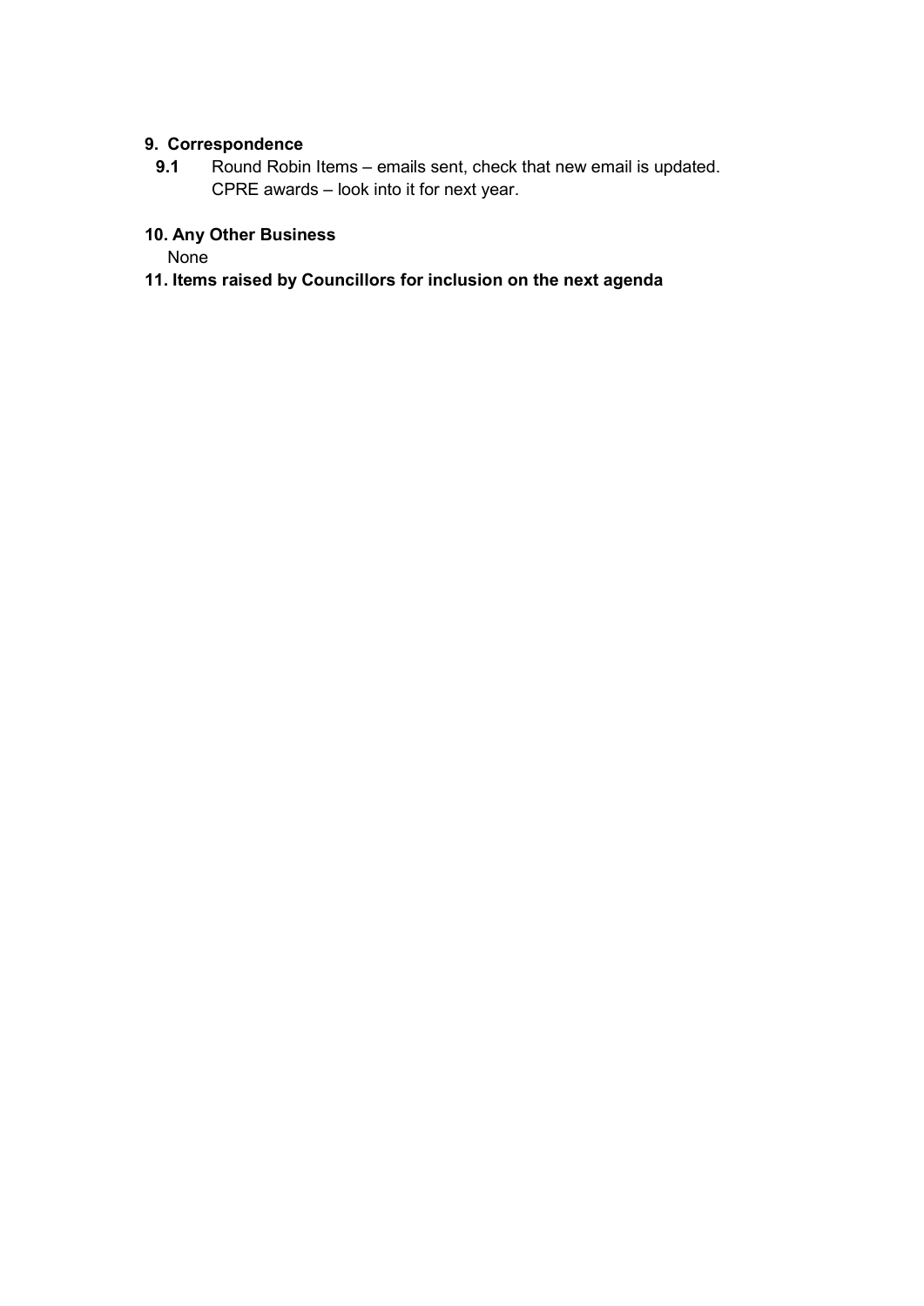**9. Correspondence**

**9.1** Round Robin Items – emails sent, check that new email is updated.
CPRE awards – look into it for next year.

**10. Any Other Business**

None

**11. Items raised by Councillors for inclusion on the next agenda**